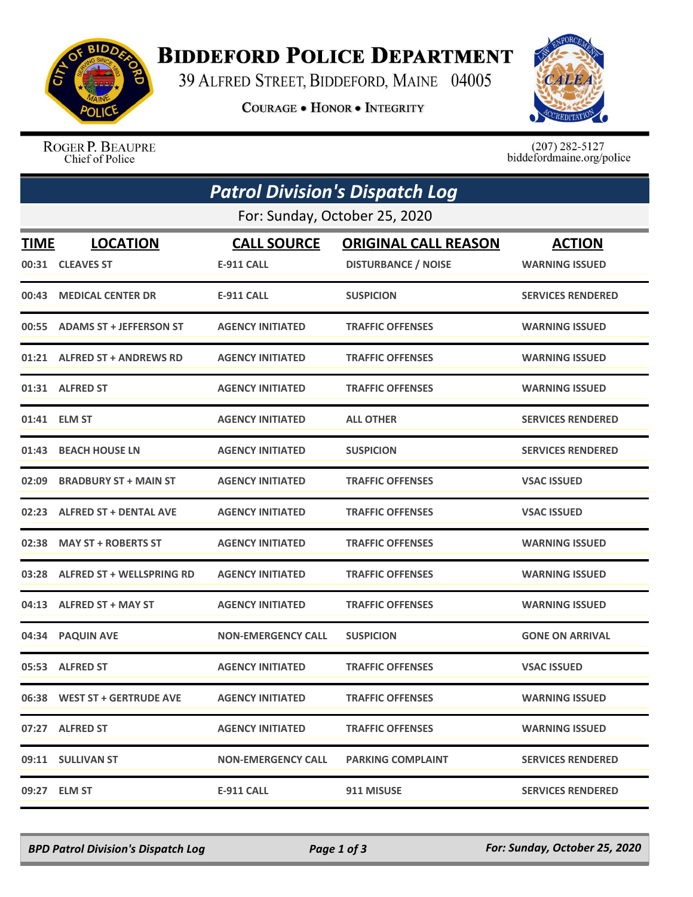# Biddeford Police Department

39 Alfred Street, Biddeford, Maine 04005

**Courage • Honor • Integrity**

Roger P. Beaupre
Chief of Police

(207) 282-5127
biddefordmaine.org/police

## *Patrol Division's Dispatch Log*

For: Sunday, October 25, 2020

| TIME | LOCATION | CALL SOURCE | ORIGINAL CALL REASON | ACTION |
|---|---|---|---|---|
| 00:31 | CLEAVES ST | E-911 CALL | DISTURBANCE / NOISE | WARNING ISSUED |
| 00:43 | MEDICAL CENTER DR | E-911 CALL | SUSPICION | SERVICES RENDERED |
| 00:55 | ADAMS ST + JEFFERSON ST | AGENCY INITIATED | TRAFFIC OFFENSES | WARNING ISSUED |
| 01:21 | ALFRED ST + ANDREWS RD | AGENCY INITIATED | TRAFFIC OFFENSES | WARNING ISSUED |
| 01:31 | ALFRED ST | AGENCY INITIATED | TRAFFIC OFFENSES | WARNING ISSUED |
| 01:41 | ELM ST | AGENCY INITIATED | ALL OTHER | SERVICES RENDERED |
| 01:43 | BEACH HOUSE LN | AGENCY INITIATED | SUSPICION | SERVICES RENDERED |
| 02:09 | BRADBURY ST + MAIN ST | AGENCY INITIATED | TRAFFIC OFFENSES | VSAC ISSUED |
| 02:23 | ALFRED ST + DENTAL AVE | AGENCY INITIATED | TRAFFIC OFFENSES | VSAC ISSUED |
| 02:38 | MAY ST + ROBERTS ST | AGENCY INITIATED | TRAFFIC OFFENSES | WARNING ISSUED |
| 03:28 | ALFRED ST + WELLSPRING RD | AGENCY INITIATED | TRAFFIC OFFENSES | WARNING ISSUED |
| 04:13 | ALFRED ST + MAY ST | AGENCY INITIATED | TRAFFIC OFFENSES | WARNING ISSUED |
| 04:34 | PAQUIN AVE | NON-EMERGENCY CALL | SUSPICION | GONE ON ARRIVAL |
| 05:53 | ALFRED ST | AGENCY INITIATED | TRAFFIC OFFENSES | VSAC ISSUED |
| 06:38 | WEST ST + GERTRUDE AVE | AGENCY INITIATED | TRAFFIC OFFENSES | WARNING ISSUED |
| 07:27 | ALFRED ST | AGENCY INITIATED | TRAFFIC OFFENSES | WARNING ISSUED |
| 09:11 | SULLIVAN ST | NON-EMERGENCY CALL | PARKING COMPLAINT | SERVICES RENDERED |
| 09:27 | ELM ST | E-911 CALL | 911 MISUSE | SERVICES RENDERED |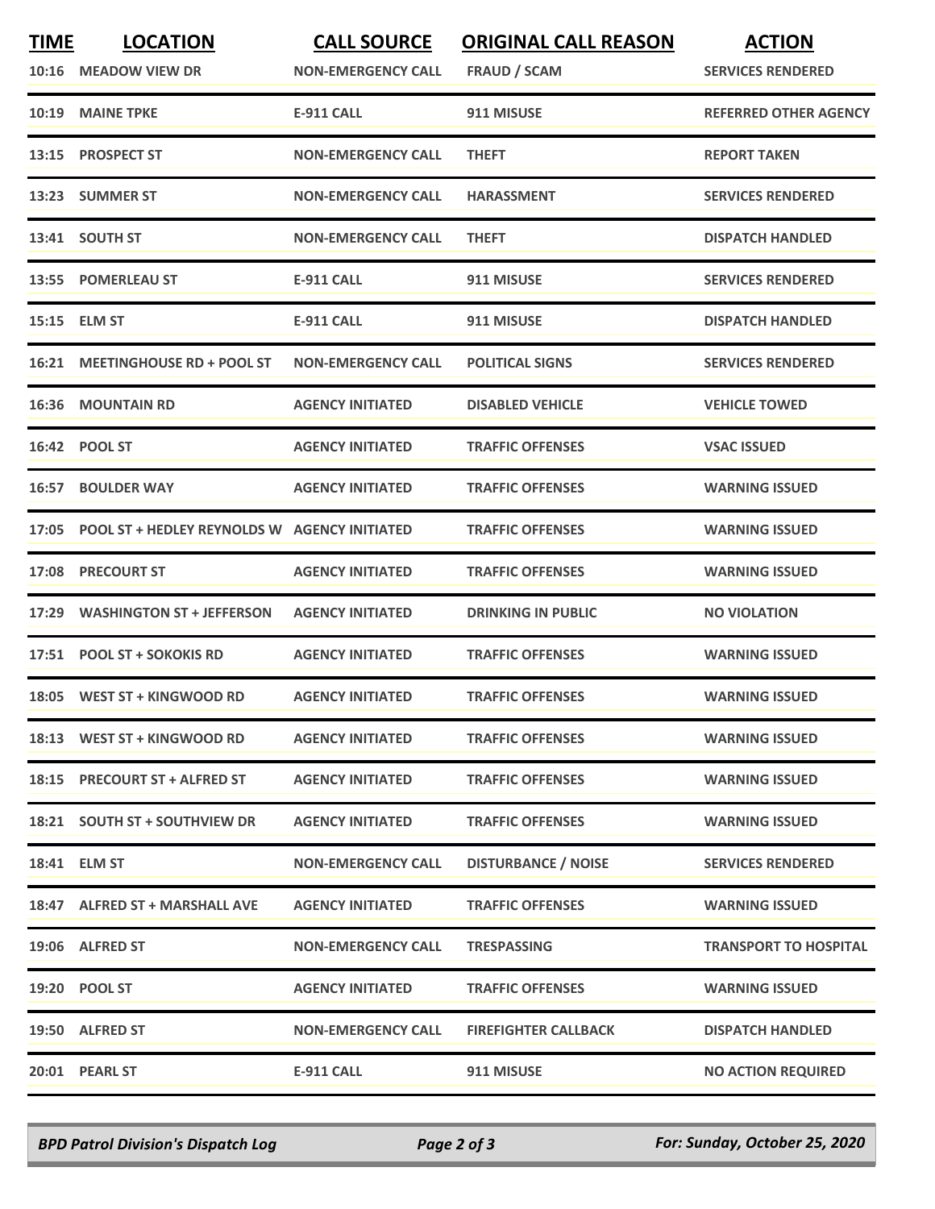| TIME | LOCATION | CALL SOURCE | ORIGINAL CALL REASON | ACTION |
|---|---|---|---|---|
| 10:16 | MEADOW VIEW DR | NON-EMERGENCY CALL | FRAUD / SCAM | SERVICES RENDERED |
| 10:19 | MAINE TPKE | E-911 CALL | 911 MISUSE | REFERRED OTHER AGENCY |
| 13:15 | PROSPECT ST | NON-EMERGENCY CALL | THEFT | REPORT TAKEN |
| 13:23 | SUMMER ST | NON-EMERGENCY CALL | HARASSMENT | SERVICES RENDERED |
| 13:41 | SOUTH ST | NON-EMERGENCY CALL | THEFT | DISPATCH HANDLED |
| 13:55 | POMERLEAU ST | E-911 CALL | 911 MISUSE | SERVICES RENDERED |
| 15:15 | ELM ST | E-911 CALL | 911 MISUSE | DISPATCH HANDLED |
| 16:21 | MEETINGHOUSE RD + POOL ST | NON-EMERGENCY CALL | POLITICAL SIGNS | SERVICES RENDERED |
| 16:36 | MOUNTAIN RD | AGENCY INITIATED | DISABLED VEHICLE | VEHICLE TOWED |
| 16:42 | POOL ST | AGENCY INITIATED | TRAFFIC OFFENSES | VSAC ISSUED |
| 16:57 | BOULDER WAY | AGENCY INITIATED | TRAFFIC OFFENSES | WARNING ISSUED |
| 17:05 | POOL ST + HEDLEY REYNOLDS W | AGENCY INITIATED | TRAFFIC OFFENSES | WARNING ISSUED |
| 17:08 | PRECOURT ST | AGENCY INITIATED | TRAFFIC OFFENSES | WARNING ISSUED |
| 17:29 | WASHINGTON ST + JEFFERSON | AGENCY INITIATED | DRINKING IN PUBLIC | NO VIOLATION |
| 17:51 | POOL ST + SOKOKIS RD | AGENCY INITIATED | TRAFFIC OFFENSES | WARNING ISSUED |
| 18:05 | WEST ST + KINGWOOD RD | AGENCY INITIATED | TRAFFIC OFFENSES | WARNING ISSUED |
| 18:13 | WEST ST + KINGWOOD RD | AGENCY INITIATED | TRAFFIC OFFENSES | WARNING ISSUED |
| 18:15 | PRECOURT ST + ALFRED ST | AGENCY INITIATED | TRAFFIC OFFENSES | WARNING ISSUED |
| 18:21 | SOUTH ST + SOUTHVIEW DR | AGENCY INITIATED | TRAFFIC OFFENSES | WARNING ISSUED |
| 18:41 | ELM ST | NON-EMERGENCY CALL | DISTURBANCE / NOISE | SERVICES RENDERED |
| 18:47 | ALFRED ST + MARSHALL AVE | AGENCY INITIATED | TRAFFIC OFFENSES | WARNING ISSUED |
| 19:06 | ALFRED ST | NON-EMERGENCY CALL | TRESPASSING | TRANSPORT TO HOSPITAL |
| 19:20 | POOL ST | AGENCY INITIATED | TRAFFIC OFFENSES | WARNING ISSUED |
| 19:50 | ALFRED ST | NON-EMERGENCY CALL | FIREFIGHTER CALLBACK | DISPATCH HANDLED |
| 20:01 | PEARL ST | E-911 CALL | 911 MISUSE | NO ACTION REQUIRED |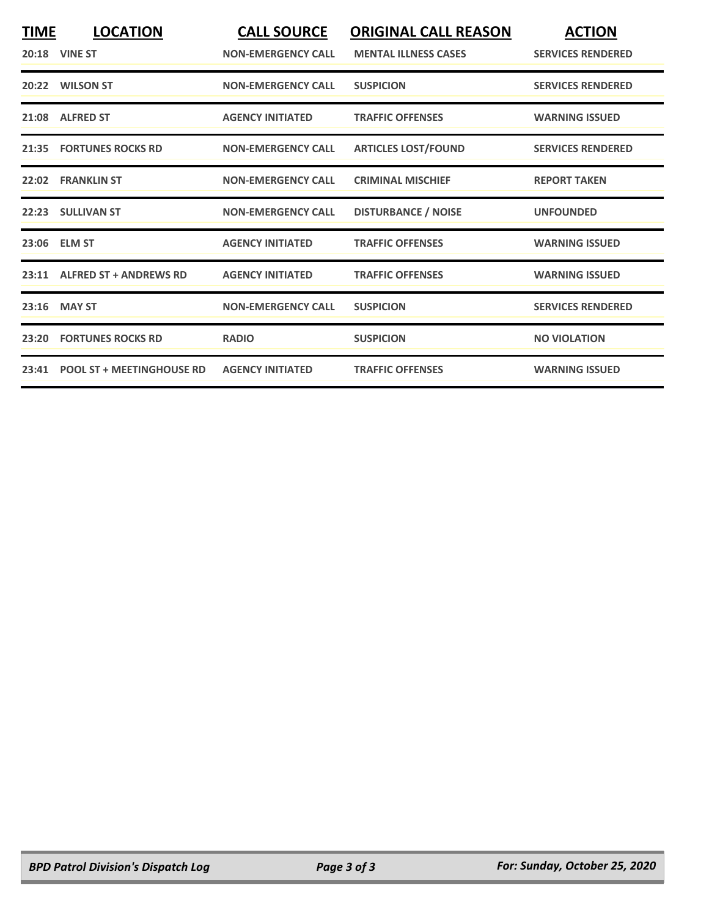| TIME | LOCATION | CALL SOURCE | ORIGINAL CALL REASON | ACTION |
|---|---|---|---|---|
| 20:18 | VINE ST | NON-EMERGENCY CALL | MENTAL ILLNESS CASES | SERVICES RENDERED |
| 20:22 | WILSON ST | NON-EMERGENCY CALL | SUSPICION | SERVICES RENDERED |
| 21:08 | ALFRED ST | AGENCY INITIATED | TRAFFIC OFFENSES | WARNING ISSUED |
| 21:35 | FORTUNES ROCKS RD | NON-EMERGENCY CALL | ARTICLES LOST/FOUND | SERVICES RENDERED |
| 22:02 | FRANKLIN ST | NON-EMERGENCY CALL | CRIMINAL MISCHIEF | REPORT TAKEN |
| 22:23 | SULLIVAN ST | NON-EMERGENCY CALL | DISTURBANCE / NOISE | UNFOUNDED |
| 23:06 | ELM ST | AGENCY INITIATED | TRAFFIC OFFENSES | WARNING ISSUED |
| 23:11 | ALFRED ST + ANDREWS RD | AGENCY INITIATED | TRAFFIC OFFENSES | WARNING ISSUED |
| 23:16 | MAY ST | NON-EMERGENCY CALL | SUSPICION | SERVICES RENDERED |
| 23:20 | FORTUNES ROCKS RD | RADIO | SUSPICION | NO VIOLATION |
| 23:41 | POOL ST + MEETINGHOUSE RD | AGENCY INITIATED | TRAFFIC OFFENSES | WARNING ISSUED |